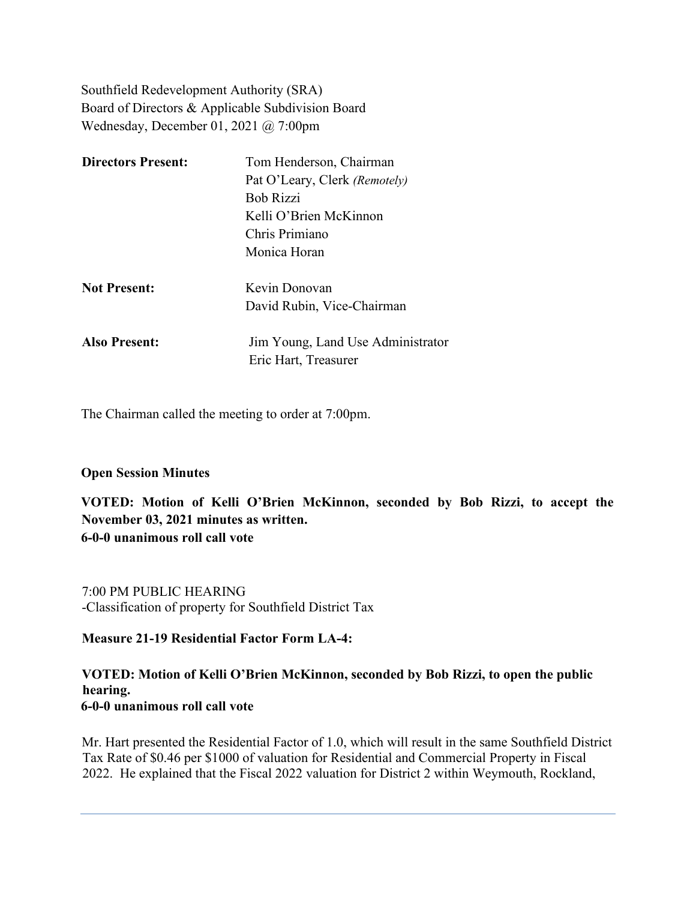Southfield Redevelopment Authority (SRA)
Board of Directors & Applicable Subdivision Board
Wednesday, December 01, 2021 @ 7:00pm

| | |
|---|---|
| **Directors Present:** | Tom Henderson, Chairman |
| | Pat O'Leary, Clerk *(Remotely)* |
| | Bob Rizzi |
| | Kelli O'Brien McKinnon |
| | Chris Primiano |
| | Monica Horan |
| **Not Present:** | Kevin Donovan |
| | David Rubin, Vice-Chairman |
| **Also Present:** | Jim Young, Land Use Administrator |
| | Eric Hart, Treasurer |

The Chairman called the meeting to order at 7:00pm.

**Open Session Minutes**

**VOTED: Motion of Kelli O'Brien McKinnon, seconded by Bob Rizzi, to accept the November 03, 2021 minutes as written.**
**6-0-0 unanimous roll call vote**

7:00 PM PUBLIC HEARING
-Classification of property for Southfield District Tax

**Measure 21-19 Residential Factor Form LA-4:**

**VOTED: Motion of Kelli O'Brien McKinnon, seconded by Bob Rizzi, to open the public hearing.**
**6-0-0 unanimous roll call vote**

Mr. Hart presented the Residential Factor of 1.0, which will result in the same Southfield District Tax Rate of $0.46 per $1000 of valuation for Residential and Commercial Property in Fiscal 2022. He explained that the Fiscal 2022 valuation for District 2 within Weymouth, Rockland,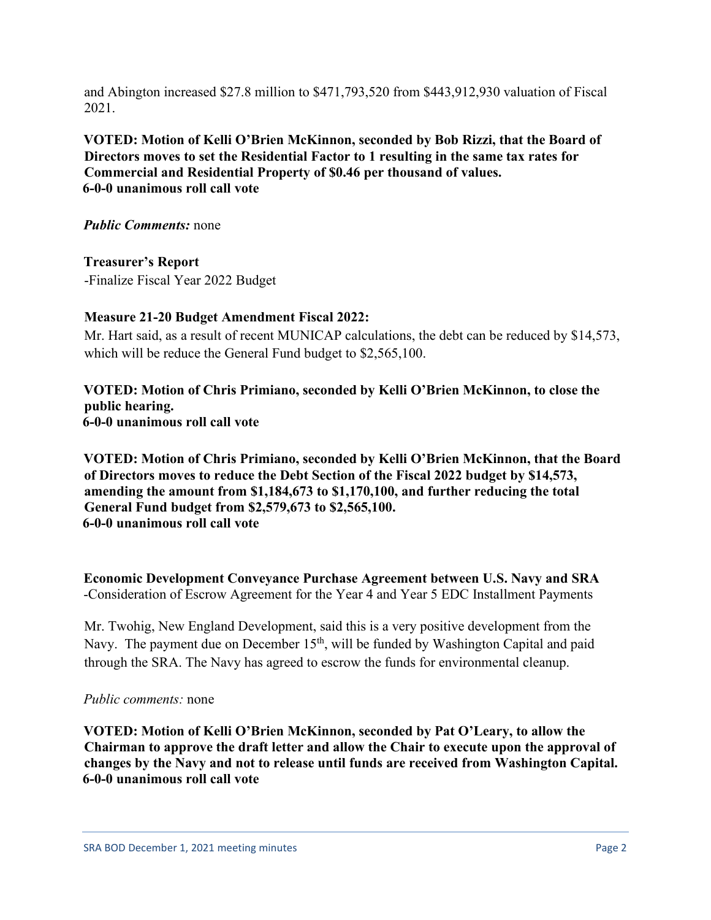and Abington increased $27.8 million to $471,793,520 from $443,912,930 valuation of Fiscal 2021.

**VOTED: Motion of Kelli O'Brien McKinnon, seconded by Bob Rizzi, that the Board of Directors moves to set the Residential Factor to 1 resulting in the same tax rates for Commercial and Residential Property of $0.46 per thousand of values.**
**6-0-0 unanimous roll call vote**

***Public Comments:*** none

**Treasurer's Report**
-Finalize Fiscal Year 2022 Budget

**Measure 21-20 Budget Amendment Fiscal 2022:**
Mr. Hart said, as a result of recent MUNICAP calculations, the debt can be reduced by $14,573, which will be reduce the General Fund budget to $2,565,100.

**VOTED: Motion of Chris Primiano, seconded by Kelli O'Brien McKinnon, to close the public hearing.**
**6-0-0 unanimous roll call vote**

**VOTED: Motion of Chris Primiano, seconded by Kelli O'Brien McKinnon, that the Board of Directors moves to reduce the Debt Section of the Fiscal 2022 budget by $14,573, amending the amount from $1,184,673 to $1,170,100, and further reducing the total General Fund budget from $2,579,673 to $2,565,100.**
**6-0-0 unanimous roll call vote**

**Economic Development Conveyance Purchase Agreement between U.S. Navy and SRA**
-Consideration of Escrow Agreement for the Year 4 and Year 5 EDC Installment Payments

Mr. Twohig, New England Development, said this is a very positive development from the Navy. The payment due on December 15th, will be funded by Washington Capital and paid through the SRA. The Navy has agreed to escrow the funds for environmental cleanup.

*Public comments:* none

**VOTED: Motion of Kelli O'Brien McKinnon, seconded by Pat O'Leary, to allow the Chairman to approve the draft letter and allow the Chair to execute upon the approval of changes by the Navy and not to release until funds are received from Washington Capital.**
**6-0-0 unanimous roll call vote**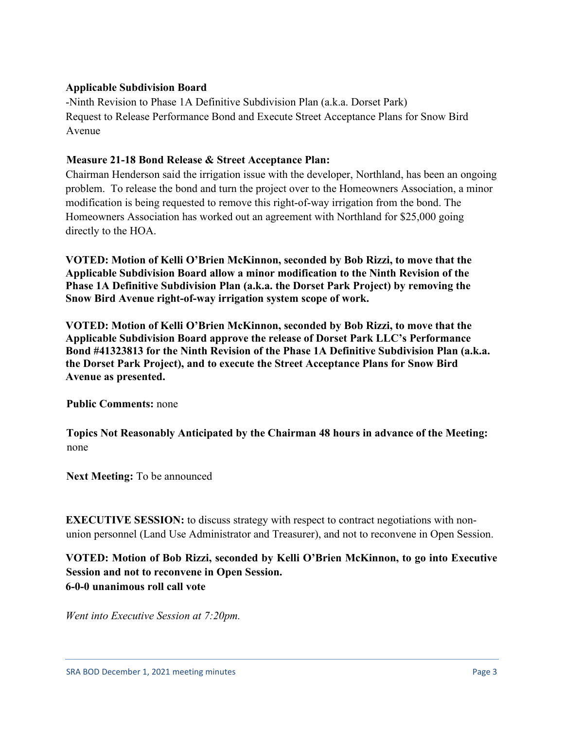**Applicable Subdivision Board**

-Ninth Revision to Phase 1A Definitive Subdivision Plan (a.k.a. Dorset Park)
Request to Release Performance Bond and Execute Street Acceptance Plans for Snow Bird Avenue

**Measure 21-18 Bond Release & Street Acceptance Plan:**

Chairman Henderson said the irrigation issue with the developer, Northland, has been an ongoing problem. To release the bond and turn the project over to the Homeowners Association, a minor modification is being requested to remove this right-of-way irrigation from the bond. The Homeowners Association has worked out an agreement with Northland for $25,000 going directly to the HOA.

**VOTED: Motion of Kelli O'Brien McKinnon, seconded by Bob Rizzi, to move that the Applicable Subdivision Board allow a minor modification to the Ninth Revision of the Phase 1A Definitive Subdivision Plan (a.k.a. the Dorset Park Project) by removing the Snow Bird Avenue right-of-way irrigation system scope of work.**

**VOTED: Motion of Kelli O'Brien McKinnon, seconded by Bob Rizzi, to move that the Applicable Subdivision Board approve the release of Dorset Park LLC's Performance Bond #41323813 for the Ninth Revision of the Phase 1A Definitive Subdivision Plan (a.k.a. the Dorset Park Project), and to execute the Street Acceptance Plans for Snow Bird Avenue as presented.**

**Public Comments:** none

**Topics Not Reasonably Anticipated by the Chairman 48 hours in advance of the Meeting:** none

**Next Meeting:** To be announced

**EXECUTIVE SESSION:** to discuss strategy with respect to contract negotiations with non-union personnel (Land Use Administrator and Treasurer), and not to reconvene in Open Session.

**VOTED: Motion of Bob Rizzi, seconded by Kelli O'Brien McKinnon, to go into Executive Session and not to reconvene in Open Session.**
**6-0-0 unanimous roll call vote**

*Went into Executive Session at 7:20pm.*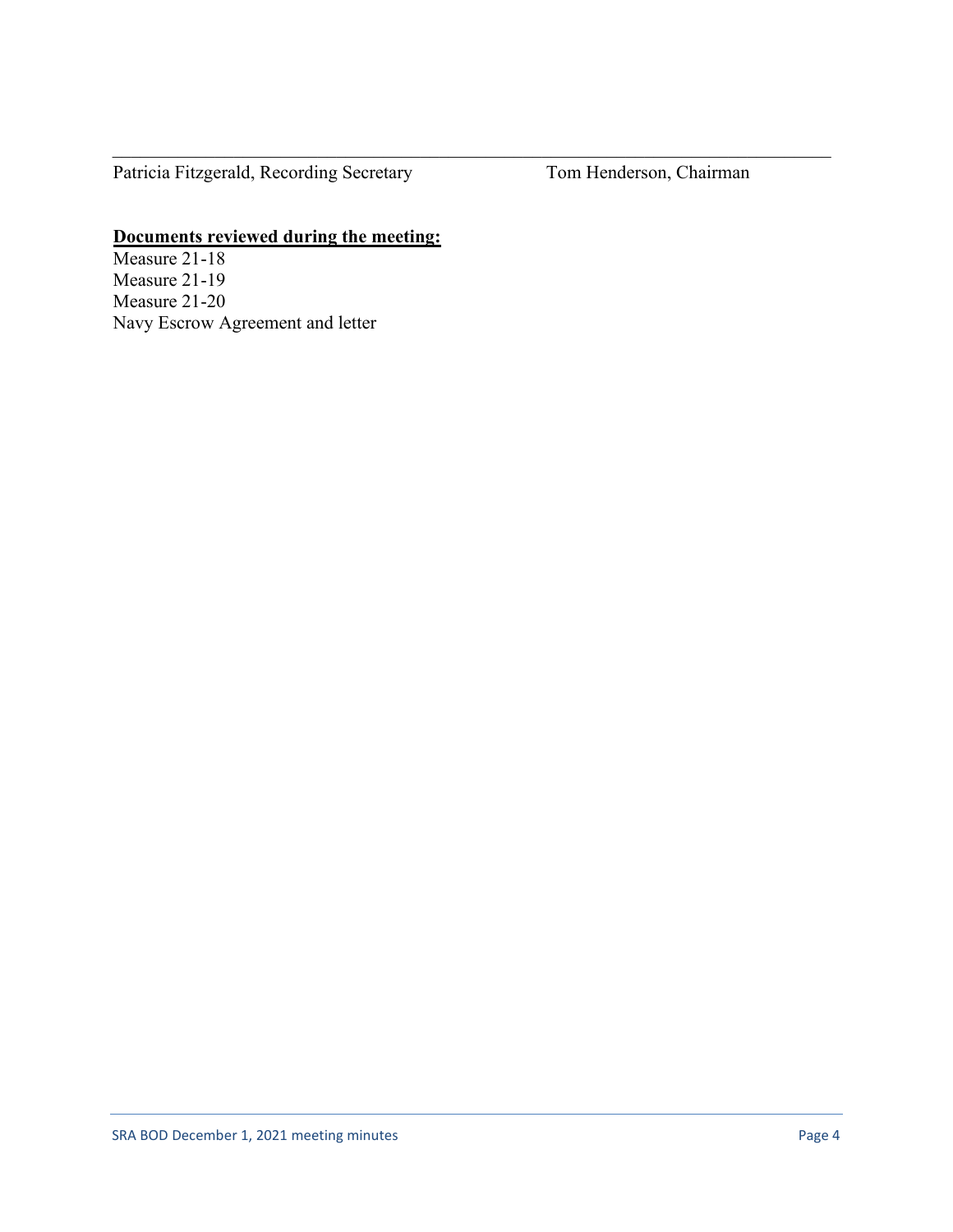\_\_\_\_\_\_\_\_\_\_\_\_\_\_\_\_\_\_\_\_\_\_\_\_\_\_\_\_\_\_\_\_\_\_\_\_\_\_\_\_\_\_\_\_\_\_\_\_\_\_\_\_\_\_\_\_\_\_\_\_\_\_\_\_\_\_\_\_\_\_\_\_\_\_\_\_\_\_\_\_

Patricia Fitzgerald, Recording Secretary          Tom Henderson, Chairman

**Documents reviewed during the meeting:**

Measure 21-18
Measure 21-19
Measure 21-20
Navy Escrow Agreement and letter